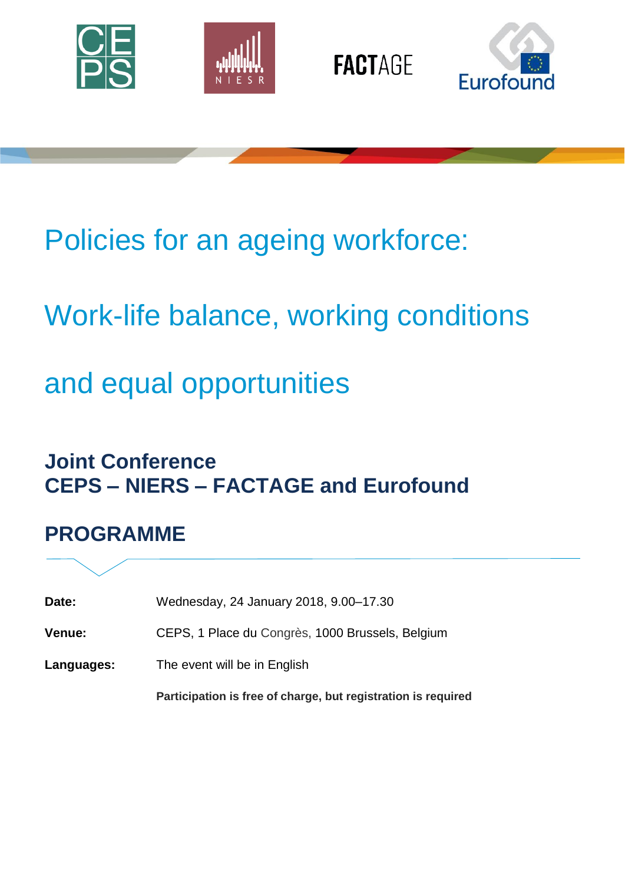# Policies for an ageing workforce:

# Work-life balance, working conditions

# and equal opportunities

## Joint Conference
## CEPS – NIERS – FACTAGE and Eurofound

## PROGRAMME

**Date:** Wednesday, 24 January 2018, 9.00–17.30

**Venue:** CEPS, 1 Place du Congrès, 1000 Brussels, Belgium

**Languages:** The event will be in English

**Participation is free of charge, but registration is required**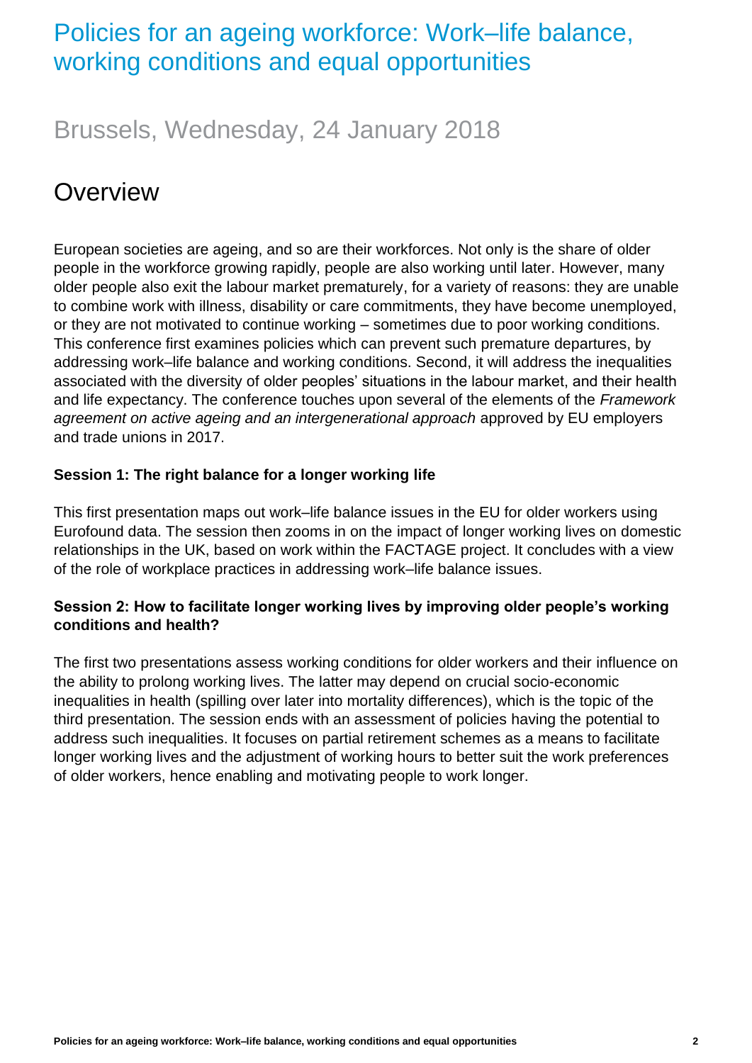# Policies for an ageing workforce: Work–life balance, working conditions and equal opportunities

## Brussels, Wednesday, 24 January 2018

## Overview

European societies are ageing, and so are their workforces. Not only is the share of older people in the workforce growing rapidly, people are also working until later. However, many older people also exit the labour market prematurely, for a variety of reasons: they are unable to combine work with illness, disability or care commitments, they have become unemployed, or they are not motivated to continue working – sometimes due to poor working conditions. This conference first examines policies which can prevent such premature departures, by addressing work–life balance and working conditions. Second, it will address the inequalities associated with the diversity of older peoples' situations in the labour market, and their health and life expectancy. The conference touches upon several of the elements of the *Framework agreement on active ageing and an intergenerational approach* approved by EU employers and trade unions in 2017.

**Session 1: The right balance for a longer working life**

This first presentation maps out work–life balance issues in the EU for older workers using Eurofound data. The session then zooms in on the impact of longer working lives on domestic relationships in the UK, based on work within the FACTAGE project. It concludes with a view of the role of workplace practices in addressing work–life balance issues.

**Session 2: How to facilitate longer working lives by improving older people's working conditions and health?**

The first two presentations assess working conditions for older workers and their influence on the ability to prolong working lives. The latter may depend on crucial socio-economic inequalities in health (spilling over later into mortality differences), which is the topic of the third presentation. The session ends with an assessment of policies having the potential to address such inequalities. It focuses on partial retirement schemes as a means to facilitate longer working lives and the adjustment of working hours to better suit the work preferences of older workers, hence enabling and motivating people to work longer.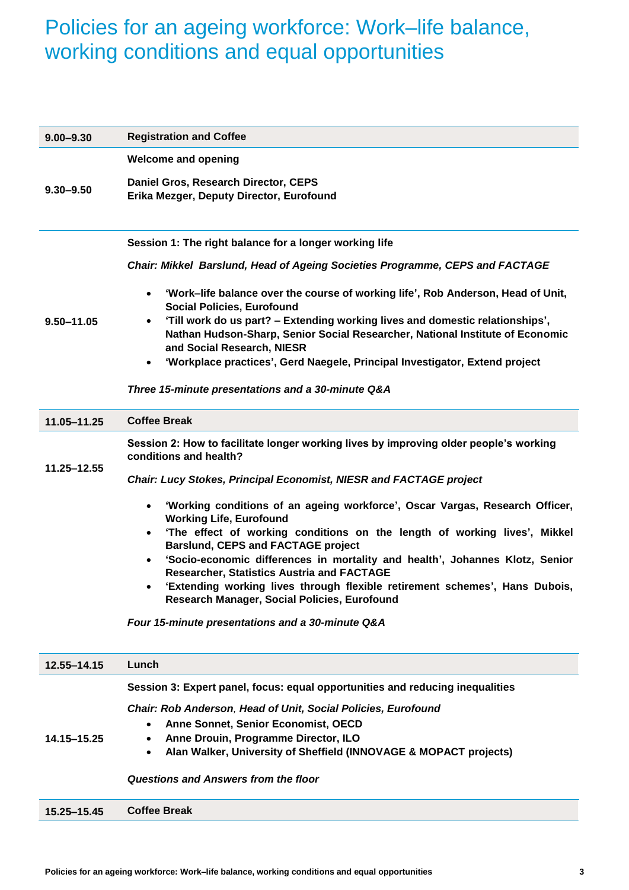# Policies for an ageing workforce: Work–life balance, working conditions and equal opportunities

| | |
|---|---|
| **9.00–9.30** | **Registration and Coffee** |
| **9.30–9.50** | **Welcome and opening**<br><br>**Daniel Gros, Research Director, CEPS**<br>**Erika Mezger, Deputy Director, Eurofound** |
| **9.50–11.05** | **Session 1: The right balance for a longer working life**<br><br>***Chair: Mikkel Barslund, Head of Ageing Societies Programme, CEPS and FACTAGE***<br><br>• **'Work–life balance over the course of working life', Rob Anderson, Head of Unit, Social Policies, Eurofound**<br>• **'Till work do us part? – Extending working lives and domestic relationships', Nathan Hudson-Sharp, Senior Social Researcher, National Institute of Economic and Social Research, NIESR**<br>• **'Workplace practices', Gerd Naegele, Principal Investigator, Extend project**<br><br>***Three 15-minute presentations and a 30-minute Q&A*** |
| **11.05–11.25** | **Coffee Break** |
| **11.25–12.55** | **Session 2: How to facilitate longer working lives by improving older people's working conditions and health?**<br><br>***Chair: Lucy Stokes, Principal Economist, NIESR and FACTAGE project***<br><br>• **'Working conditions of an ageing workforce', Oscar Vargas, Research Officer, Working Life, Eurofound**<br>• **'The effect of working conditions on the length of working lives', Mikkel Barslund, CEPS and FACTAGE project**<br>• **'Socio-economic differences in mortality and health', Johannes Klotz, Senior Researcher, Statistics Austria and FACTAGE**<br>• **'Extending working lives through flexible retirement schemes', Hans Dubois, Research Manager, Social Policies, Eurofound**<br><br>***Four 15-minute presentations and a 30-minute Q&A*** |
| **12.55–14.15** | **Lunch** |
| **14.15–15.25** | **Session 3: Expert panel, focus: equal opportunities and reducing inequalities**<br><br>***Chair: Rob Anderson, Head of Unit, Social Policies, Eurofound***<br><br>• **Anne Sonnet, Senior Economist, OECD**<br>• **Anne Drouin, Programme Director, ILO**<br>• **Alan Walker, University of Sheffield (INNOVAGE & MOPACT projects)**<br><br>***Questions and Answers from the floor*** |
| **15.25–15.45** | **Coffee Break** |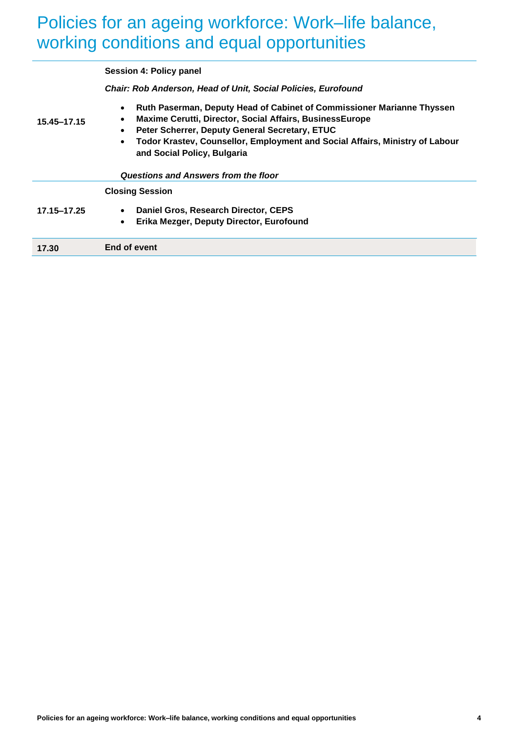# Policies for an ageing workforce: Work–life balance, working conditions and equal opportunities

| | |
|---|---|
| 15.45–17.15 | **Session 4: Policy panel**<br>***Chair: Rob Anderson, Head of Unit, Social Policies, Eurofound***<br>• **Ruth Paserman, Deputy Head of Cabinet of Commissioner Marianne Thyssen**<br>• **Maxime Cerutti, Director, Social Affairs, BusinessEurope**<br>• **Peter Scherrer, Deputy General Secretary, ETUC**<br>• **Todor Krastev, Counsellor, Employment and Social Affairs, Ministry of Labour and Social Policy, Bulgaria**<br>***Questions and Answers from the floor*** |
| 17.15–17.25 | **Closing Session**<br>• **Daniel Gros, Research Director, CEPS**<br>• **Erika Mezger, Deputy Director, Eurofound** |
| **17.30** | **End of event** |